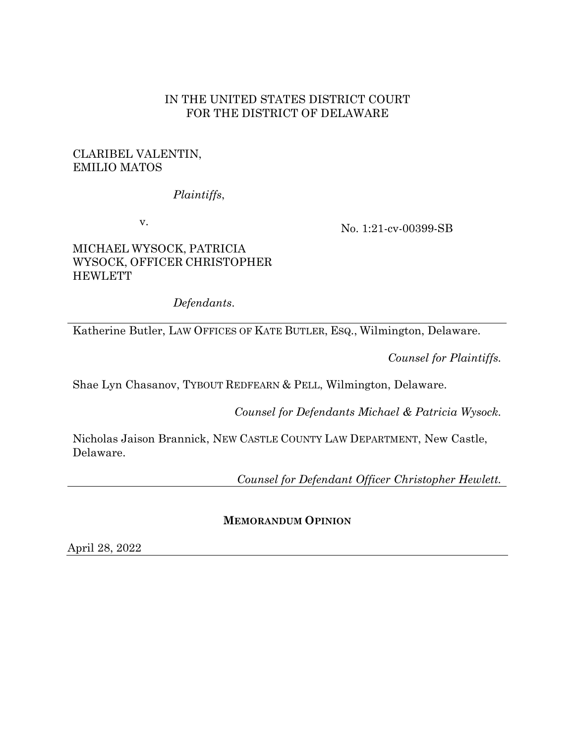IN THE UNITED STATES DISTRICT COURT
FOR THE DISTRICT OF DELAWARE

CLARIBEL VALENTIN,
EMILIO MATOS

*Plaintiffs*,

v.

No. 1:21-cv-00399-SB

MICHAEL WYSOCK, PATRICIA WYSOCK, OFFICER CHRISTOPHER HEWLETT

*Defendants*.

---

Katherine Butler, LAW OFFICES OF KATE BUTLER, ESQ., Wilmington, Delaware.

*Counsel for Plaintiffs.*

Shae Lyn Chasanov, TYBOUT REDFEARN & PELL, Wilmington, Delaware.

*Counsel for Defendants Michael & Patricia Wysock.*

Nicholas Jaison Brannick, NEW CASTLE COUNTY LAW DEPARTMENT, New Castle, Delaware.

*Counsel for Defendant Officer Christopher Hewlett.*

---

**MEMORANDUM OPINION**

April 28, 2022

---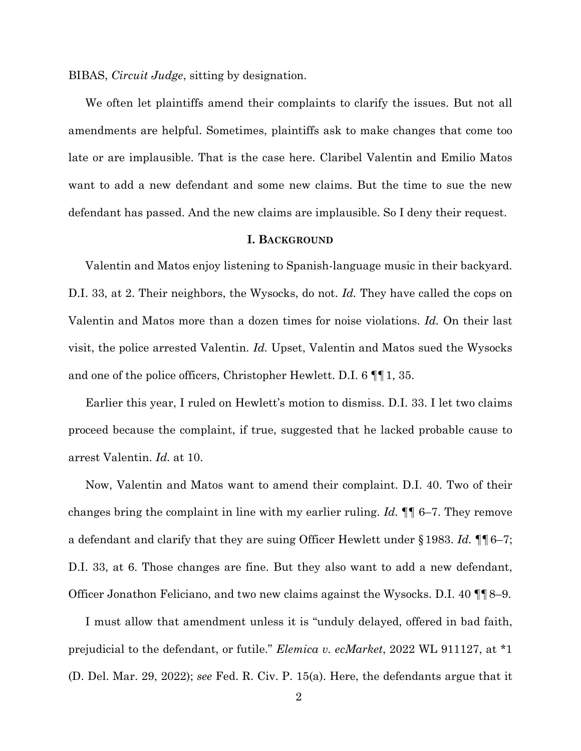BIBAS, *Circuit Judge*, sitting by designation.

We often let plaintiffs amend their complaints to clarify the issues. But not all amendments are helpful. Sometimes, plaintiffs ask to make changes that come too late or are implausible. That is the case here. Claribel Valentin and Emilio Matos want to add a new defendant and some new claims. But the time to sue the new defendant has passed. And the new claims are implausible. So I deny their request.

## I. BACKGROUND

Valentin and Matos enjoy listening to Spanish-language music in their backyard. D.I. 33, at 2. Their neighbors, the Wysocks, do not. *Id.* They have called the cops on Valentin and Matos more than a dozen times for noise violations. *Id.* On their last visit, the police arrested Valentin. *Id.* Upset, Valentin and Matos sued the Wysocks and one of the police officers, Christopher Hewlett. D.I. 6 ¶¶ 1, 35.

Earlier this year, I ruled on Hewlett's motion to dismiss. D.I. 33. I let two claims proceed because the complaint, if true, suggested that he lacked probable cause to arrest Valentin. *Id.* at 10.

Now, Valentin and Matos want to amend their complaint. D.I. 40. Two of their changes bring the complaint in line with my earlier ruling. *Id.* ¶¶ 6–7. They remove a defendant and clarify that they are suing Officer Hewlett under § 1983. *Id.* ¶¶ 6–7; D.I. 33, at 6. Those changes are fine. But they also want to add a new defendant, Officer Jonathon Feliciano, and two new claims against the Wysocks. D.I. 40 ¶¶ 8–9.

I must allow that amendment unless it is "unduly delayed, offered in bad faith, prejudicial to the defendant, or futile." *Elemica v. ecMarket*, 2022 WL 911127, at \*1 (D. Del. Mar. 29, 2022); *see* Fed. R. Civ. P. 15(a). Here, the defendants argue that it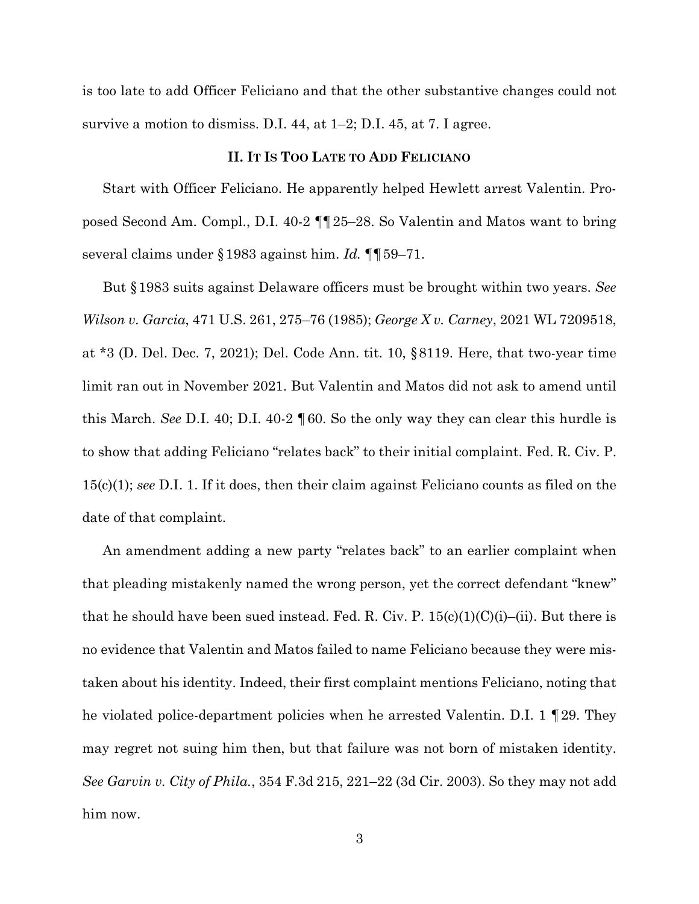is too late to add Officer Feliciano and that the other substantive changes could not survive a motion to dismiss. D.I. 44, at 1–2; D.I. 45, at 7. I agree.

## II. It Is Too Late to Add Feliciano

Start with Officer Feliciano. He apparently helped Hewlett arrest Valentin. Proposed Second Am. Compl., D.I. 40-2 ¶¶ 25–28. So Valentin and Matos want to bring several claims under § 1983 against him. *Id.* ¶¶ 59–71.

But § 1983 suits against Delaware officers must be brought within two years. *See Wilson v. Garcia*, 471 U.S. 261, 275–76 (1985); *George X v. Carney*, 2021 WL 7209518, at *3 (D. Del. Dec. 7, 2021); Del. Code Ann. tit. 10, § 8119. Here, that two-year time limit ran out in November 2021. But Valentin and Matos did not ask to amend until this March. *See* D.I. 40; D.I. 40-2 ¶ 60. So the only way they can clear this hurdle is to show that adding Feliciano "relates back" to their initial complaint. Fed. R. Civ. P. 15(c)(1); *see* D.I. 1. If it does, then their claim against Feliciano counts as filed on the date of that complaint.

An amendment adding a new party "relates back" to an earlier complaint when that pleading mistakenly named the wrong person, yet the correct defendant "knew" that he should have been sued instead. Fed. R. Civ. P. 15(c)(1)(C)(i)–(ii). But there is no evidence that Valentin and Matos failed to name Feliciano because they were mistaken about his identity. Indeed, their first complaint mentions Feliciano, noting that he violated police-department policies when he arrested Valentin. D.I. 1 ¶ 29. They may regret not suing him then, but that failure was not born of mistaken identity. *See Garvin v. City of Phila.*, 354 F.3d 215, 221–22 (3d Cir. 2003). So they may not add him now.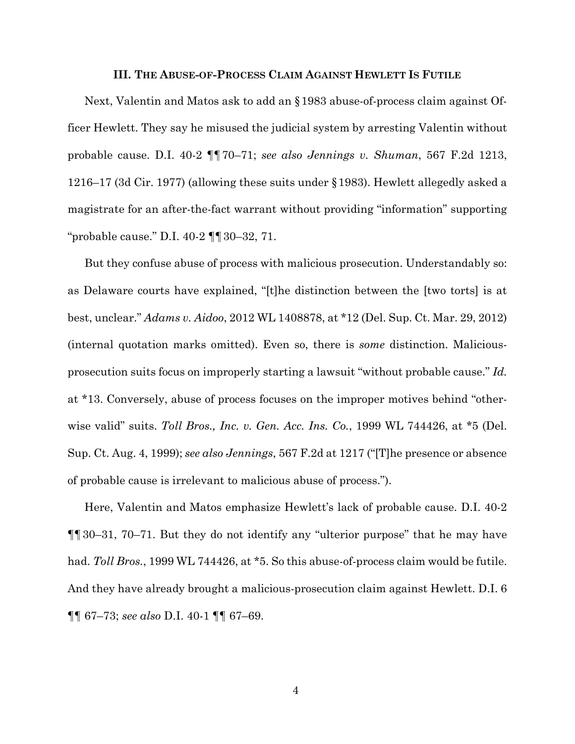### III. The Abuse-of-Process Claim Against Hewlett Is Futile

Next, Valentin and Matos ask to add an § 1983 abuse-of-process claim against Officer Hewlett. They say he misused the judicial system by arresting Valentin without probable cause. D.I. 40-2 ¶¶ 70–71; *see also Jennings v. Shuman*, 567 F.2d 1213, 1216–17 (3d Cir. 1977) (allowing these suits under § 1983). Hewlett allegedly asked a magistrate for an after-the-fact warrant without providing "information" supporting "probable cause." D.I. 40-2 ¶¶ 30–32, 71.

But they confuse abuse of process with malicious prosecution. Understandably so: as Delaware courts have explained, "[t]he distinction between the [two torts] is at best, unclear." *Adams v. Aidoo*, 2012 WL 1408878, at *12 (Del. Sup. Ct. Mar. 29, 2012) (internal quotation marks omitted). Even so, there is *some* distinction. Malicious-prosecution suits focus on improperly starting a lawsuit "without probable cause." *Id.* at *13. Conversely, abuse of process focuses on the improper motives behind "otherwise valid" suits. *Toll Bros., Inc. v. Gen. Acc. Ins. Co.*, 1999 WL 744426, at *5 (Del. Sup. Ct. Aug. 4, 1999); *see also Jennings*, 567 F.2d at 1217 ("[T]he presence or absence of probable cause is irrelevant to malicious abuse of process.").

Here, Valentin and Matos emphasize Hewlett's lack of probable cause. D.I. 40-2 ¶¶ 30–31, 70–71. But they do not identify any "ulterior purpose" that he may have had. *Toll Bros.*, 1999 WL 744426, at *5. So this abuse-of-process claim would be futile. And they have already brought a malicious-prosecution claim against Hewlett. D.I. 6 ¶¶ 67–73; *see also* D.I. 40-1 ¶¶ 67–69.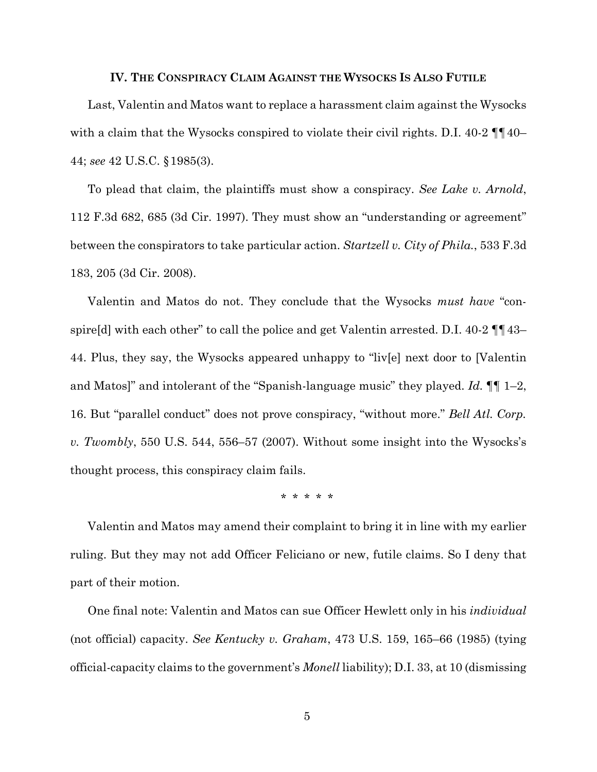### IV. THE CONSPIRACY CLAIM AGAINST THE WYSOCKS IS ALSO FUTILE

Last, Valentin and Matos want to replace a harassment claim against the Wysocks with a claim that the Wysocks conspired to violate their civil rights. D.I. 40-2 ¶¶ 40–44; *see* 42 U.S.C. § 1985(3).

To plead that claim, the plaintiffs must show a conspiracy. *See Lake v. Arnold*, 112 F.3d 682, 685 (3d Cir. 1997). They must show an "understanding or agreement" between the conspirators to take particular action. *Startzell v. City of Phila.*, 533 F.3d 183, 205 (3d Cir. 2008).

Valentin and Matos do not. They conclude that the Wysocks *must have* "conspire[d] with each other" to call the police and get Valentin arrested. D.I. 40-2 ¶¶ 43–44. Plus, they say, the Wysocks appeared unhappy to "liv[e] next door to [Valentin and Matos]" and intolerant of the "Spanish-language music" they played. *Id.* ¶¶ 1–2, 16. But "parallel conduct" does not prove conspiracy, "without more." *Bell Atl. Corp. v. Twombly*, 550 U.S. 544, 556–57 (2007). Without some insight into the Wysocks's thought process, this conspiracy claim fails.

\* \* \* \* \*

Valentin and Matos may amend their complaint to bring it in line with my earlier ruling. But they may not add Officer Feliciano or new, futile claims. So I deny that part of their motion.

One final note: Valentin and Matos can sue Officer Hewlett only in his *individual* (not official) capacity. *See Kentucky v. Graham*, 473 U.S. 159, 165–66 (1985) (tying official-capacity claims to the government's *Monell* liability); D.I. 33, at 10 (dismissing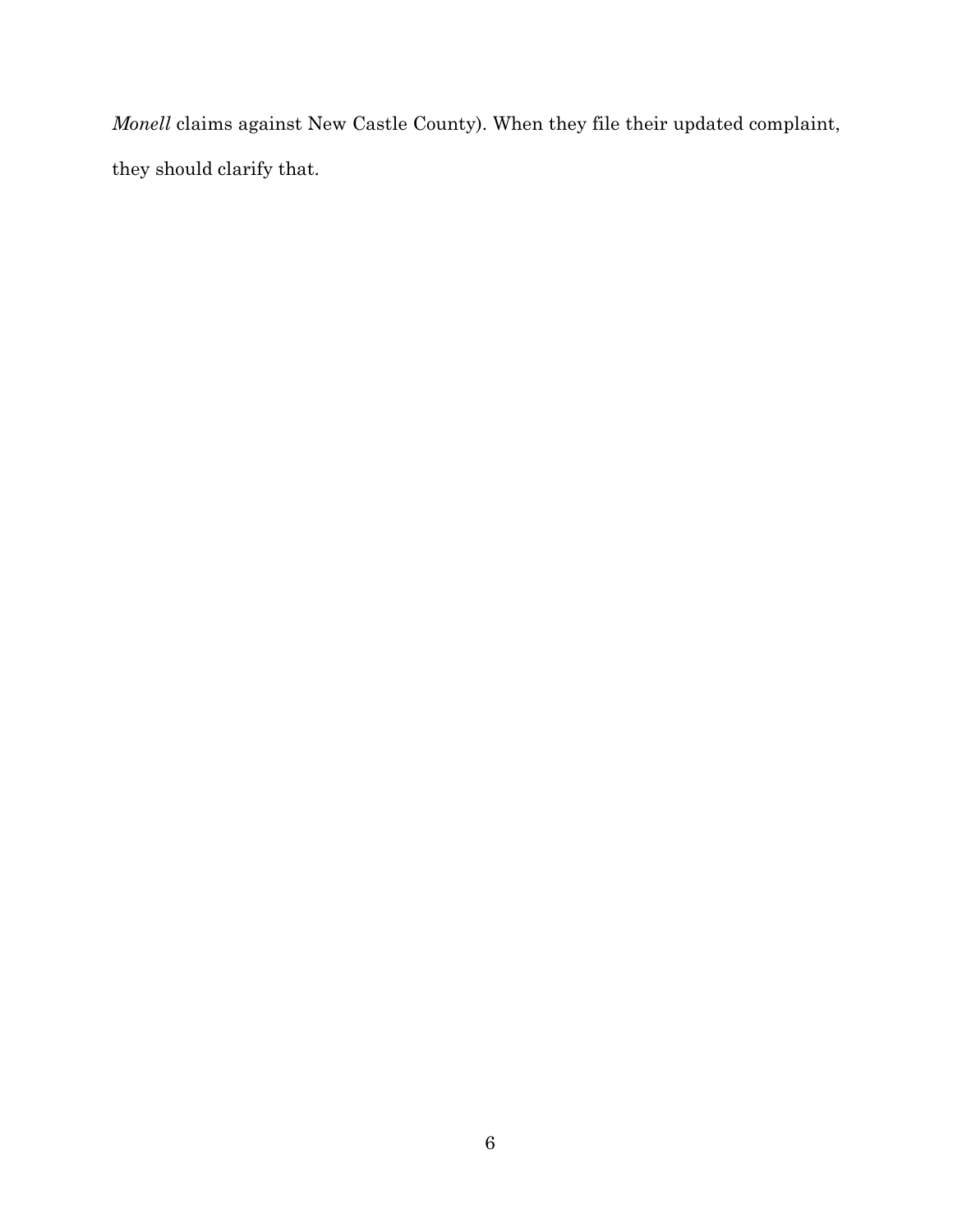*Monell* claims against New Castle County). When they file their updated complaint, they should clarify that.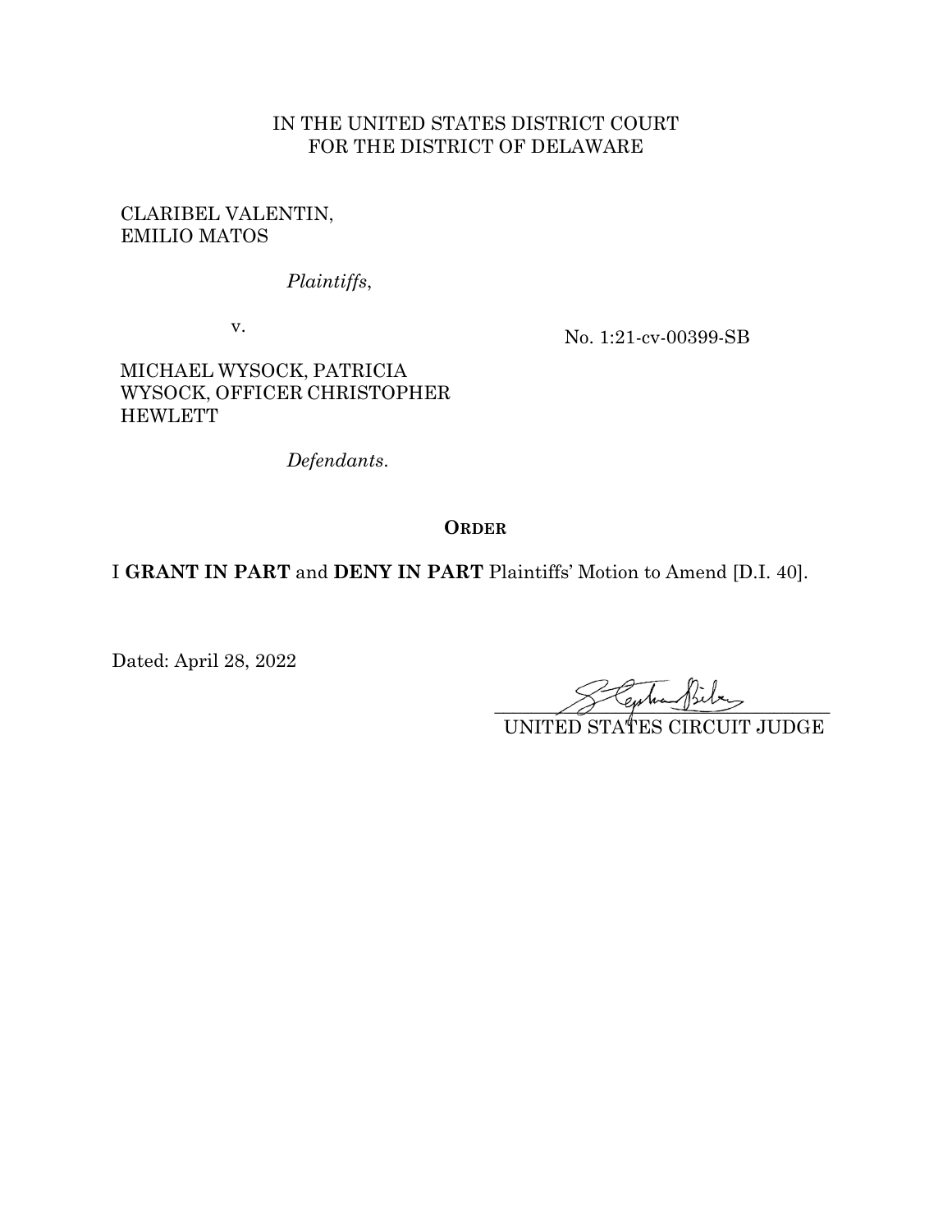IN THE UNITED STATES DISTRICT COURT
FOR THE DISTRICT OF DELAWARE

CLARIBEL VALENTIN,
EMILIO MATOS

*Plaintiffs*,

v.

No. 1:21-cv-00399-SB

MICHAEL WYSOCK, PATRICIA WYSOCK, OFFICER CHRISTOPHER HEWLETT

*Defendants*.

**ORDER**

I **GRANT IN PART** and **DENY IN PART** Plaintiffs' Motion to Amend [D.I. 40].

Dated: April 28, 2022

UNITED STATES CIRCUIT JUDGE